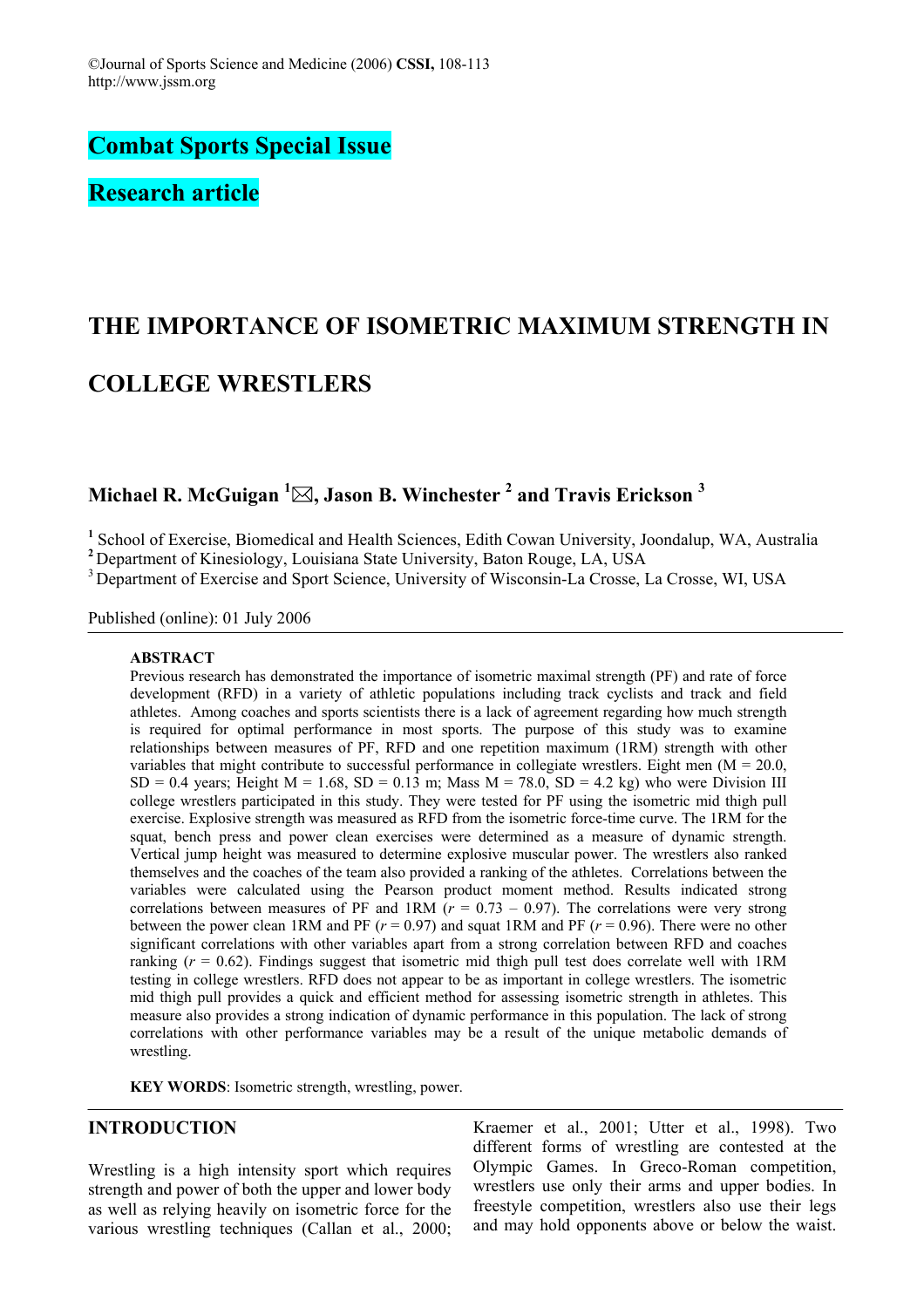## Combat Sports Special Issue

## Research article

# THE IMPORTANCE OF ISOMETRIC MAXIMUM STRENGTH IN COLLEGE WRESTLERS

**Michael R. McGuigan [1] ✉, Jason B. Winchester [2] and Travis Erickson [3]**

[1] School of Exercise, Biomedical and Health Sciences, Edith Cowan University, Joondalup, WA, Australia
[2] Department of Kinesiology, Louisiana State University, Baton Rouge, LA, USA
[3] Department of Exercise and Sport Science, University of Wisconsin-La Crosse, La Crosse, WI, USA

Published (online): 01 July 2006

### ABSTRACT

Previous research has demonstrated the importance of isometric maximal strength (PF) and rate of force development (RFD) in a variety of athletic populations including track cyclists and track and field athletes. Among coaches and sports scientists there is a lack of agreement regarding how much strength is required for optimal performance in most sports. The purpose of this study was to examine relationships between measures of PF, RFD and one repetition maximum (1RM) strength with other variables that might contribute to successful performance in collegiate wrestlers. Eight men (M = 20.0, SD = 0.4 years; Height M = 1.68, SD = 0.13 m; Mass M = 78.0, SD = 4.2 kg) who were Division III college wrestlers participated in this study. They were tested for PF using the isometric mid thigh pull exercise. Explosive strength was measured as RFD from the isometric force-time curve. The 1RM for the squat, bench press and power clean exercises were determined as a measure of dynamic strength. Vertical jump height was measured to determine explosive muscular power. The wrestlers also ranked themselves and the coaches of the team also provided a ranking of the athletes. Correlations between the variables were calculated using the Pearson product moment method. Results indicated strong correlations between measures of PF and 1RM ($r$ = 0.73 – 0.97). The correlations were very strong between the power clean 1RM and PF ($r$ = 0.97) and squat 1RM and PF ($r$ = 0.96). There were no other significant correlations with other variables apart from a strong correlation between RFD and coaches ranking ($r$ = 0.62). Findings suggest that isometric mid thigh pull test does correlate well with 1RM testing in college wrestlers. RFD does not appear to be as important in college wrestlers. The isometric mid thigh pull provides a quick and efficient method for assessing isometric strength in athletes. This measure also provides a strong indication of dynamic performance in this population. The lack of strong correlations with other performance variables may be a result of the unique metabolic demands of wrestling.

**KEY WORDS**: Isometric strength, wrestling, power.

## INTRODUCTION

Wrestling is a high intensity sport which requires strength and power of both the upper and lower body as well as relying heavily on isometric force for the various wrestling techniques (Callan et al., 2000; Kraemer et al., 2001; Utter et al., 1998). Two different forms of wrestling are contested at the Olympic Games. In Greco-Roman competition, wrestlers use only their arms and upper bodies. In freestyle competition, wrestlers also use their legs and may hold opponents above or below the waist.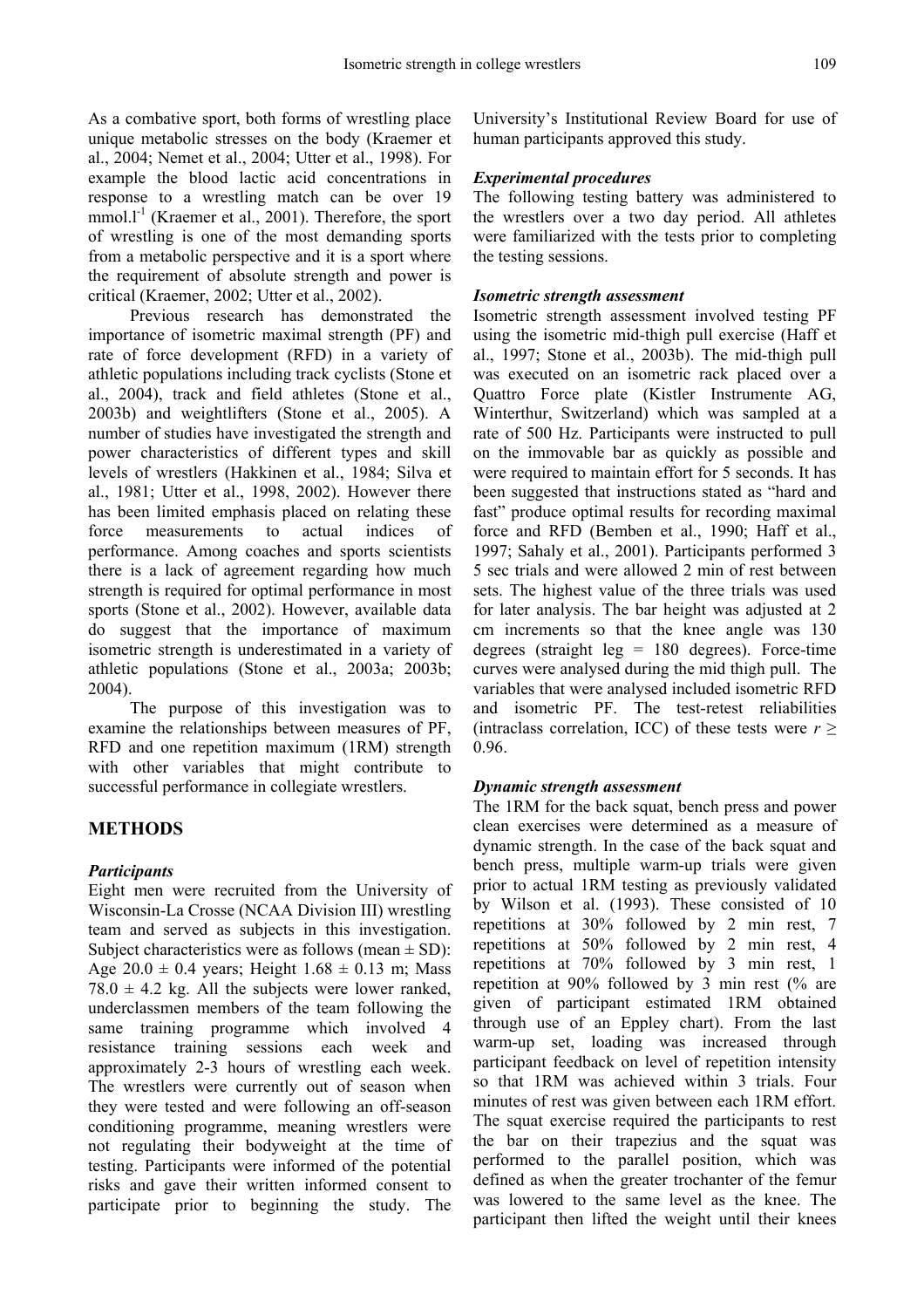As a combative sport, both forms of wrestling place unique metabolic stresses on the body (Kraemer et al., 2004; Nemet et al., 2004; Utter et al., 1998). For example the blood lactic acid concentrations in response to a wrestling match can be over 19 $mmol.l^{-1}$ (Kraemer et al., 2001). Therefore, the sport of wrestling is one of the most demanding sports from a metabolic perspective and it is a sport where the requirement of absolute strength and power is critical (Kraemer, 2002; Utter et al., 2002).

Previous research has demonstrated the importance of isometric maximal strength (PF) and rate of force development (RFD) in a variety of athletic populations including track cyclists (Stone et al., 2004), track and field athletes (Stone et al., 2003b) and weightlifters (Stone et al., 2005). A number of studies have investigated the strength and power characteristics of different types and skill levels of wrestlers (Hakkinen et al., 1984; Silva et al., 1981; Utter et al., 1998, 2002). However there has been limited emphasis placed on relating these force measurements to actual indices of performance. Among coaches and sports scientists there is a lack of agreement regarding how much strength is required for optimal performance in most sports (Stone et al., 2002). However, available data do suggest that the importance of maximum isometric strength is underestimated in a variety of athletic populations (Stone et al., 2003a; 2003b; 2004).

The purpose of this investigation was to examine the relationships between measures of PF, RFD and one repetition maximum (1RM) strength with other variables that might contribute to successful performance in collegiate wrestlers.

## METHODS

### *Participants*

Eight men were recruited from the University of Wisconsin-La Crosse (NCAA Division III) wrestling team and served as subjects in this investigation. Subject characteristics were as follows (mean ± SD): Age 20.0 ± 0.4 years; Height 1.68 ± 0.13 m; Mass 78.0 ± 4.2 kg. All the subjects were lower ranked, underclassmen members of the team following the same training programme which involved 4 resistance training sessions each week and approximately 2-3 hours of wrestling each week. The wrestlers were currently out of season when they were tested and were following an off-season conditioning programme, meaning wrestlers were not regulating their bodyweight at the time of testing. Participants were informed of the potential risks and gave their written informed consent to participate prior to beginning the study. The University's Institutional Review Board for use of human participants approved this study.

### *Experimental procedures*

The following testing battery was administered to the wrestlers over a two day period. All athletes were familiarized with the tests prior to completing the testing sessions.

### *Isometric strength assessment*

Isometric strength assessment involved testing PF using the isometric mid-thigh pull exercise (Haff et al., 1997; Stone et al., 2003b). The mid-thigh pull was executed on an isometric rack placed over a Quattro Force plate (Kistler Instrumente AG, Winterthur, Switzerland) which was sampled at a rate of 500 Hz. Participants were instructed to pull on the immovable bar as quickly as possible and were required to maintain effort for 5 seconds. It has been suggested that instructions stated as "hard and fast" produce optimal results for recording maximal force and RFD (Bemben et al., 1990; Haff et al., 1997; Sahaly et al., 2001). Participants performed 3 5 sec trials and were allowed 2 min of rest between sets. The highest value of the three trials was used for later analysis. The bar height was adjusted at 2 cm increments so that the knee angle was 130 degrees (straight leg = 180 degrees). Force-time curves were analysed during the mid thigh pull. The variables that were analysed included isometric RFD and isometric PF. The test-retest reliabilities (intraclass correlation, ICC) of these tests were $r \geq 0.96$.

### *Dynamic strength assessment*

The 1RM for the back squat, bench press and power clean exercises were determined as a measure of dynamic strength. In the case of the back squat and bench press, multiple warm-up trials were given prior to actual 1RM testing as previously validated by Wilson et al. (1993). These consisted of 10 repetitions at 30% followed by 2 min rest, 7 repetitions at 50% followed by 2 min rest, 4 repetitions at 70% followed by 3 min rest, 1 repetition at 90% followed by 3 min rest (% are given of participant estimated 1RM obtained through use of an Eppley chart). From the last warm-up set, loading was increased through participant feedback on level of repetition intensity so that 1RM was achieved within 3 trials. Four minutes of rest was given between each 1RM effort. The squat exercise required the participants to rest the bar on their trapezius and the squat was performed to the parallel position, which was defined as when the greater trochanter of the femur was lowered to the same level as the knee. The participant then lifted the weight until their knees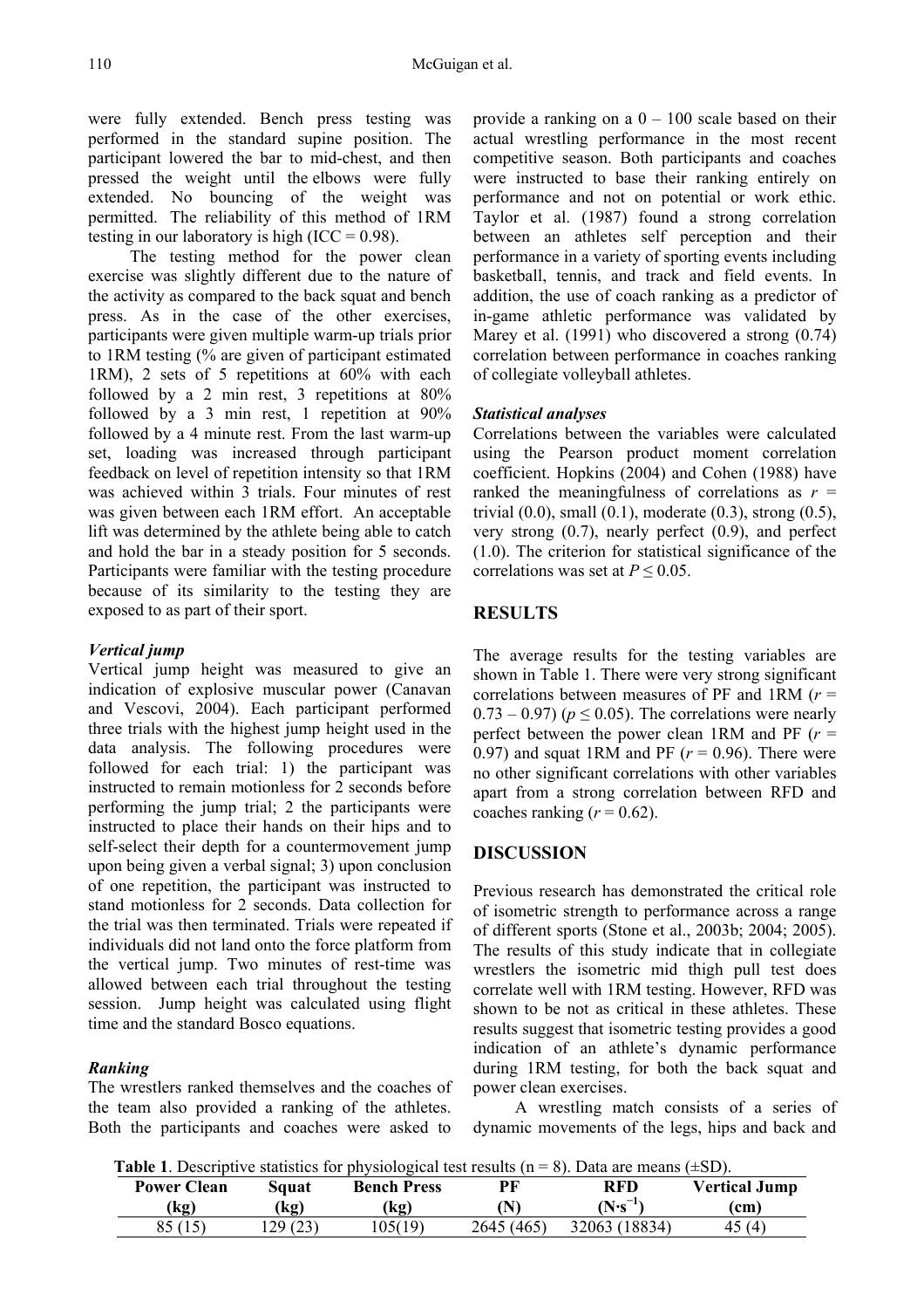were fully extended. Bench press testing was performed in the standard supine position. The participant lowered the bar to mid-chest, and then pressed the weight until the elbows were fully extended. No bouncing of the weight was permitted. The reliability of this method of 1RM testing in our laboratory is high (ICC = 0.98).

The testing method for the power clean exercise was slightly different due to the nature of the activity as compared to the back squat and bench press. As in the case of the other exercises, participants were given multiple warm-up trials prior to 1RM testing (% are given of participant estimated 1RM), 2 sets of 5 repetitions at 60% with each followed by a 2 min rest, 3 repetitions at 80% followed by a 3 min rest, 1 repetition at 90% followed by a 4 minute rest. From the last warm-up set, loading was increased through participant feedback on level of repetition intensity so that 1RM was achieved within 3 trials. Four minutes of rest was given between each 1RM effort. An acceptable lift was determined by the athlete being able to catch and hold the bar in a steady position for 5 seconds. Participants were familiar with the testing procedure because of its similarity to the testing they are exposed to as part of their sport.

### *Vertical jump*

Vertical jump height was measured to give an indication of explosive muscular power (Canavan and Vescovi, 2004). Each participant performed three trials with the highest jump height used in the data analysis. The following procedures were followed for each trial: 1) the participant was instructed to remain motionless for 2 seconds before performing the jump trial; 2 the participants were instructed to place their hands on their hips and to self-select their depth for a countermovement jump upon being given a verbal signal; 3) upon conclusion of one repetition, the participant was instructed to stand motionless for 2 seconds. Data collection for the trial was then terminated. Trials were repeated if individuals did not land onto the force platform from the vertical jump. Two minutes of rest-time was allowed between each trial throughout the testing session. Jump height was calculated using flight time and the standard Bosco equations.

### *Ranking*

The wrestlers ranked themselves and the coaches of the team also provided a ranking of the athletes. Both the participants and coaches were asked to provide a ranking on a 0 – 100 scale based on their actual wrestling performance in the most recent competitive season. Both participants and coaches were instructed to base their ranking entirely on performance and not on potential or work ethic. Taylor et al. (1987) found a strong correlation between an athletes self perception and their performance in a variety of sporting events including basketball, tennis, and track and field events. In addition, the use of coach ranking as a predictor of in-game athletic performance was validated by Marey et al. (1991) who discovered a strong (0.74) correlation between performance in coaches ranking of collegiate volleyball athletes.

### *Statistical analyses*

Correlations between the variables were calculated using the Pearson product moment correlation coefficient. Hopkins (2004) and Cohen (1988) have ranked the meaningfulness of correlations as $r$ = trivial (0.0), small (0.1), moderate (0.3), strong (0.5), very strong (0.7), nearly perfect (0.9), and perfect (1.0). The criterion for statistical significance of the correlations was set at $P \leq 0.05$.

## RESULTS

The average results for the testing variables are shown in Table 1. There were very strong significant correlations between measures of PF and 1RM ($r$ = 0.73 – 0.97) ($p \leq 0.05$). The correlations were nearly perfect between the power clean 1RM and PF ($r$ = 0.97) and squat 1RM and PF ($r$ = 0.96). There were no other significant correlations with other variables apart from a strong correlation between RFD and coaches ranking ($r$ = 0.62).

## DISCUSSION

Previous research has demonstrated the critical role of isometric strength to performance across a range of different sports (Stone et al., 2003b; 2004; 2005). The results of this study indicate that in collegiate wrestlers the isometric mid thigh pull test does correlate well with 1RM testing. However, RFD was shown to be not as critical in these athletes. These results suggest that isometric testing provides a good indication of an athlete's dynamic performance during 1RM testing, for both the back squat and power clean exercises.

A wrestling match consists of a series of dynamic movements of the legs, hips and back and

**Table 1**. Descriptive statistics for physiological test results (n = 8). Data are means (±SD).

| Power Clean (kg) | Squat (kg) | Bench Press (kg) | PF (N) | RFD ($N \cdot s^{-1}$) | Vertical Jump (cm) |
|---|---|---|---|---|---|
| 85 (15) | 129 (23) | 105(19) | 2645 (465) | 32063 (18834) | 45 (4) |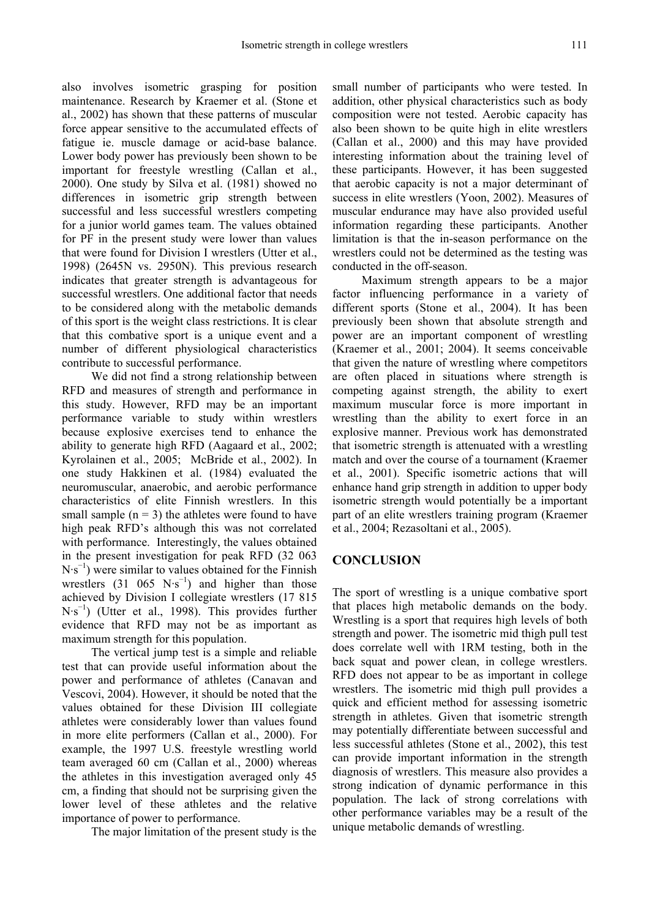also involves isometric grasping for position maintenance. Research by Kraemer et al. (Stone et al., 2002) has shown that these patterns of muscular force appear sensitive to the accumulated effects of fatigue ie. muscle damage or acid-base balance. Lower body power has previously been shown to be important for freestyle wrestling (Callan et al., 2000). One study by Silva et al. (1981) showed no differences in isometric grip strength between successful and less successful wrestlers competing for a junior world games team. The values obtained for PF in the present study were lower than values that were found for Division I wrestlers (Utter et al., 1998) (2645N vs. 2950N). This previous research indicates that greater strength is advantageous for successful wrestlers. One additional factor that needs to be considered along with the metabolic demands of this sport is the weight class restrictions. It is clear that this combative sport is a unique event and a number of different physiological characteristics contribute to successful performance.

We did not find a strong relationship between RFD and measures of strength and performance in this study. However, RFD may be an important performance variable to study within wrestlers because explosive exercises tend to enhance the ability to generate high RFD (Aagaard et al., 2002; Kyrolainen et al., 2005; McBride et al., 2002). In one study Hakkinen et al. (1984) evaluated the neuromuscular, anaerobic, and aerobic performance characteristics of elite Finnish wrestlers. In this small sample (n = 3) the athletes were found to have high peak RFD's although this was not correlated with performance. Interestingly, the values obtained in the present investigation for peak RFD (32 063 $N \cdot s^{-1}$) were similar to values obtained for the Finnish wrestlers (31 065 $N \cdot s^{-1}$) and higher than those achieved by Division I collegiate wrestlers (17 815 $N \cdot s^{-1}$) (Utter et al., 1998). This provides further evidence that RFD may not be as important as maximum strength for this population.

The vertical jump test is a simple and reliable test that can provide useful information about the power and performance of athletes (Canavan and Vescovi, 2004). However, it should be noted that the values obtained for these Division III collegiate athletes were considerably lower than values found in more elite performers (Callan et al., 2000). For example, the 1997 U.S. freestyle wrestling world team averaged 60 cm (Callan et al., 2000) whereas the athletes in this investigation averaged only 45 cm, a finding that should not be surprising given the lower level of these athletes and the relative importance of power to performance.

The major limitation of the present study is the small number of participants who were tested. In addition, other physical characteristics such as body composition were not tested. Aerobic capacity has also been shown to be quite high in elite wrestlers (Callan et al., 2000) and this may have provided interesting information about the training level of these participants. However, it has been suggested that aerobic capacity is not a major determinant of success in elite wrestlers (Yoon, 2002). Measures of muscular endurance may have also provided useful information regarding these participants. Another limitation is that the in-season performance on the wrestlers could not be determined as the testing was conducted in the off-season.

Maximum strength appears to be a major factor influencing performance in a variety of different sports (Stone et al., 2004). It has been previously been shown that absolute strength and power are an important component of wrestling (Kraemer et al., 2001; 2004). It seems conceivable that given the nature of wrestling where competitors are often placed in situations where strength is competing against strength, the ability to exert maximum muscular force is more important in wrestling than the ability to exert force in an explosive manner. Previous work has demonstrated that isometric strength is attenuated with a wrestling match and over the course of a tournament (Kraemer et al., 2001). Specific isometric actions that will enhance hand grip strength in addition to upper body isometric strength would potentially be a important part of an elite wrestlers training program (Kraemer et al., 2004; Rezasoltani et al., 2005).

## CONCLUSION

The sport of wrestling is a unique combative sport that places high metabolic demands on the body. Wrestling is a sport that requires high levels of both strength and power. The isometric mid thigh pull test does correlate well with 1RM testing, both in the back squat and power clean, in college wrestlers. RFD does not appear to be as important in college wrestlers. The isometric mid thigh pull provides a quick and efficient method for assessing isometric strength in athletes. Given that isometric strength may potentially differentiate between successful and less successful athletes (Stone et al., 2002), this test can provide important information in the strength diagnosis of wrestlers. This measure also provides a strong indication of dynamic performance in this population. The lack of strong correlations with other performance variables may be a result of the unique metabolic demands of wrestling.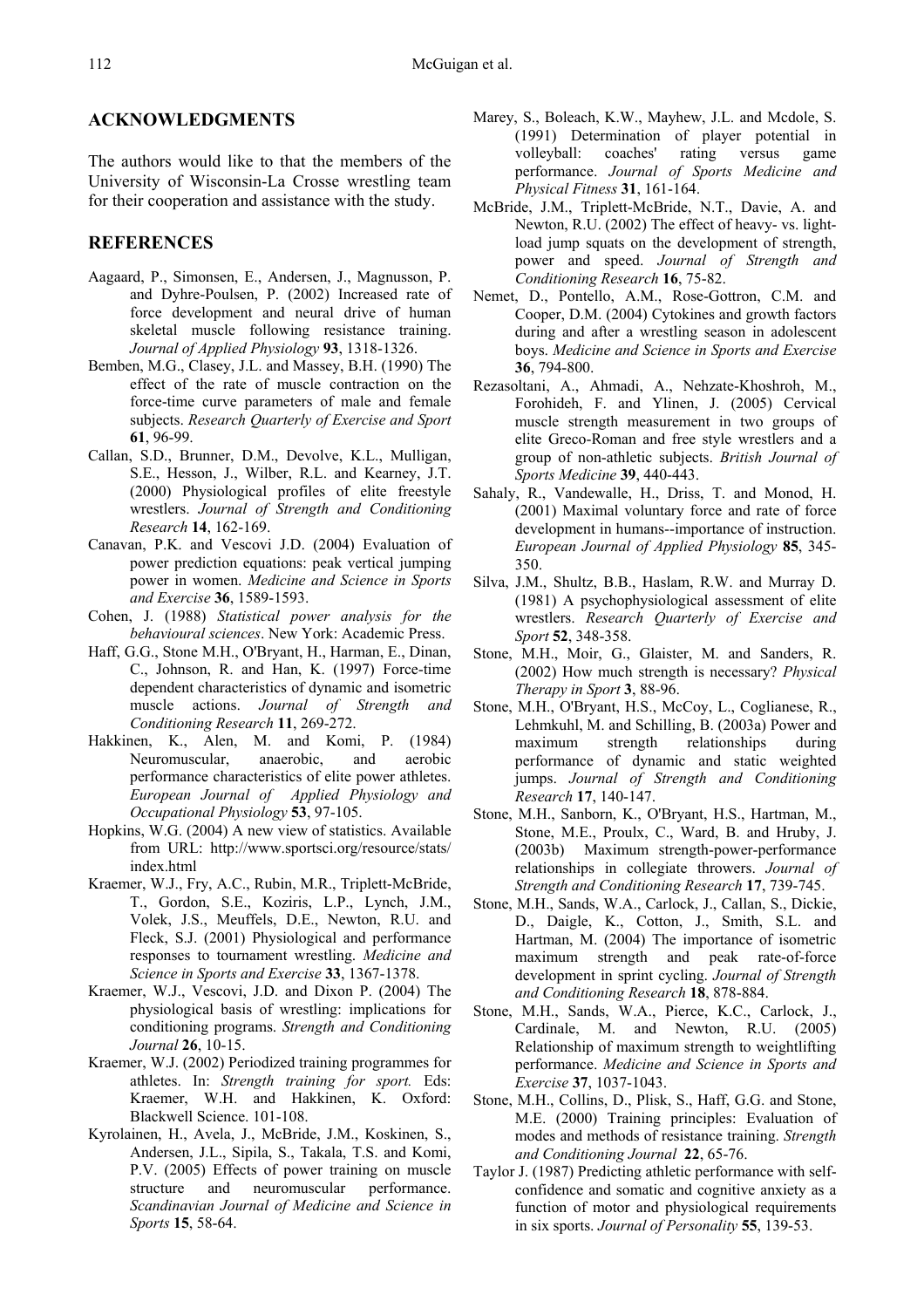## ACKNOWLEDGMENTS

The authors would like to that the members of the University of Wisconsin-La Crosse wrestling team for their cooperation and assistance with the study.

## REFERENCES

Aagaard, P., Simonsen, E., Andersen, J., Magnusson, P. and Dyhre-Poulsen, P. (2002) Increased rate of force development and neural drive of human skeletal muscle following resistance training. *Journal of Applied Physiology* **93**, 1318-1326.

Bemben, M.G., Clasey, J.L. and Massey, B.H. (1990) The effect of the rate of muscle contraction on the force-time curve parameters of male and female subjects. *Research Quarterly of Exercise and Sport* **61**, 96-99.

Callan, S.D., Brunner, D.M., Devolve, K.L., Mulligan, S.E., Hesson, J., Wilber, R.L. and Kearney, J.T. (2000) Physiological profiles of elite freestyle wrestlers. *Journal of Strength and Conditioning Research* **14**, 162-169.

Canavan, P.K. and Vescovi J.D. (2004) Evaluation of power prediction equations: peak vertical jumping power in women. *Medicine and Science in Sports and Exercise* **36**, 1589-1593.

Cohen, J. (1988) *Statistical power analysis for the behavioural sciences*. New York: Academic Press.

Haff, G.G., Stone M.H., O'Bryant, H., Harman, E., Dinan, C., Johnson, R. and Han, K. (1997) Force-time dependent characteristics of dynamic and isometric muscle actions. *Journal of Strength and Conditioning Research* **11**, 269-272.

Hakkinen, K., Alen, M. and Komi, P. (1984) Neuromuscular, anaerobic, and aerobic performance characteristics of elite power athletes. *European Journal of Applied Physiology and Occupational Physiology* **53**, 97-105.

Hopkins, W.G. (2004) A new view of statistics. Available from URL: http://www.sportsci.org/resource/stats/index.html

Kraemer, W.J., Fry, A.C., Rubin, M.R., Triplett-McBride, T., Gordon, S.E., Koziris, L.P., Lynch, J.M., Volek, J.S., Meuffels, D.E., Newton, R.U. and Fleck, S.J. (2001) Physiological and performance responses to tournament wrestling. *Medicine and Science in Sports and Exercise* **33**, 1367-1378.

Kraemer, W.J., Vescovi, J.D. and Dixon P. (2004) The physiological basis of wrestling: implications for conditioning programs. *Strength and Conditioning Journal* **26**, 10-15.

Kraemer, W.J. (2002) Periodized training programmes for athletes. In: *Strength training for sport.* Eds: Kraemer, W.H. and Hakkinen, K. Oxford: Blackwell Science. 101-108.

Kyrolainen, H., Avela, J., McBride, J.M., Koskinen, S., Andersen, J.L., Sipila, S., Takala, T.S. and Komi, P.V. (2005) Effects of power training on muscle structure and neuromuscular performance. *Scandinavian Journal of Medicine and Science in Sports* **15**, 58-64.

Marey, S., Boleach, K.W., Mayhew, J.L. and Mcdole, S. (1991) Determination of player potential in volleyball: coaches' rating versus game performance. *Journal of Sports Medicine and Physical Fitness* **31**, 161-164.

McBride, J.M., Triplett-McBride, N.T., Davie, A. and Newton, R.U. (2002) The effect of heavy- vs. light-load jump squats on the development of strength, power and speed. *Journal of Strength and Conditioning Research* **16**, 75-82.

Nemet, D., Pontello, A.M., Rose-Gottron, C.M. and Cooper, D.M. (2004) Cytokines and growth factors during and after a wrestling season in adolescent boys. *Medicine and Science in Sports and Exercise* **36**, 794-800.

Rezasoltani, A., Ahmadi, A., Nehzate-Khoshroh, M., Forohideh, F. and Ylinen, J. (2005) Cervical muscle strength measurement in two groups of elite Greco-Roman and free style wrestlers and a group of non-athletic subjects. *British Journal of Sports Medicine* **39**, 440-443.

Sahaly, R., Vandewalle, H., Driss, T. and Monod, H. (2001) Maximal voluntary force and rate of force development in humans--importance of instruction. *European Journal of Applied Physiology* **85**, 345-350.

Silva, J.M., Shultz, B.B., Haslam, R.W. and Murray D. (1981) A psychophysiological assessment of elite wrestlers. *Research Quarterly of Exercise and Sport* **52**, 348-358.

Stone, M.H., Moir, G., Glaister, M. and Sanders, R. (2002) How much strength is necessary? *Physical Therapy in Sport* **3**, 88-96.

Stone, M.H., O'Bryant, H.S., McCoy, L., Coglianese, R., Lehmkuhl, M. and Schilling, B. (2003a) Power and maximum strength relationships during performance of dynamic and static weighted jumps. *Journal of Strength and Conditioning Research* **17**, 140-147.

Stone, M.H., Sanborn, K., O'Bryant, H.S., Hartman, M., Stone, M.E., Proulx, C., Ward, B. and Hruby, J. (2003b) Maximum strength-power-performance relationships in collegiate throwers. *Journal of Strength and Conditioning Research* **17**, 739-745.

Stone, M.H., Sands, W.A., Carlock, J., Callan, S., Dickie, D., Daigle, K., Cotton, J., Smith, S.L. and Hartman, M. (2004) The importance of isometric maximum strength and peak rate-of-force development in sprint cycling. *Journal of Strength and Conditioning Research* **18**, 878-884.

Stone, M.H., Sands, W.A., Pierce, K.C., Carlock, J., Cardinale, M. and Newton, R.U. (2005) Relationship of maximum strength to weightlifting performance. *Medicine and Science in Sports and Exercise* **37**, 1037-1043.

Stone, M.H., Collins, D., Plisk, S., Haff, G.G. and Stone, M.E. (2000) Training principles: Evaluation of modes and methods of resistance training. *Strength and Conditioning Journal* **22**, 65-76.

Taylor J. (1987) Predicting athletic performance with self-confidence and somatic and cognitive anxiety as a function of motor and physiological requirements in six sports. *Journal of Personality* **55**, 139-53.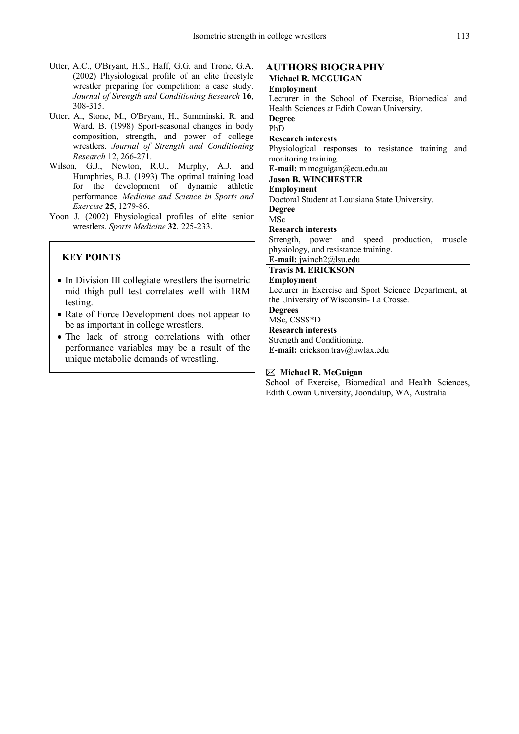Utter, A.C., O'Bryant, H.S., Haff, G.G. and Trone, G.A. (2002) Physiological profile of an elite freestyle wrestler preparing for competition: a case study. *Journal of Strength and Conditioning Research* **16**, 308-315.

Utter, A., Stone, M., O'Bryant, H., Summinski, R. and Ward, B. (1998) Sport-seasonal changes in body composition, strength, and power of college wrestlers. *Journal of Strength and Conditioning Research* 12, 266-271.

Wilson, G.J., Newton, R.U., Murphy, A.J. and Humphries, B.J. (1993) The optimal training load for the development of dynamic athletic performance. *Medicine and Science in Sports and Exercise* **25**, 1279-86.

Yoon J. (2002) Physiological profiles of elite senior wrestlers. *Sports Medicine* **32**, 225-233.

## KEY POINTS

- In Division III collegiate wrestlers the isometric mid thigh pull test correlates well with 1RM testing.
- Rate of Force Development does not appear to be as important in college wrestlers.
- The lack of strong correlations with other performance variables may be a result of the unique metabolic demands of wrestling.

## AUTHORS BIOGRAPHY

**Michael R. MCGUIGAN**

**Employment**

Lecturer in the School of Exercise, Biomedical and Health Sciences at Edith Cowan University.

**Degree**

PhD

**Research interests**

Physiological responses to resistance training and monitoring training.

**E-mail:** m.mcguigan@ecu.edu.au

**Jason B. WINCHESTER**

**Employment**

Doctoral Student at Louisiana State University.

**Degree**

MSc

**Research interests**

Strength, power and speed production, muscle physiology, and resistance training.

**E-mail:** jwinch2@lsu.edu

**Travis M. ERICKSON**

**Employment**

Lecturer in Exercise and Sport Science Department, at the University of Wisconsin- La Crosse.

**Degrees**

MSc, CSSS*D

**Research interests**

Strength and Conditioning.

**E-mail:** erickson.trav@uwlax.edu

✉ **Michael R. McGuigan**

School of Exercise, Biomedical and Health Sciences, Edith Cowan University, Joondalup, WA, Australia